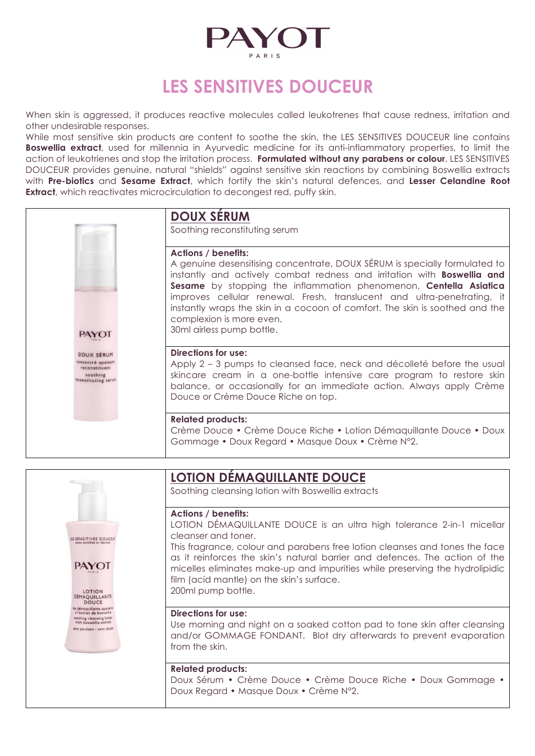# PAYOT
PARIS

## LES SENSITIVES DOUCEUR

When skin is aggressed, it produces reactive molecules called leukotrenes that cause redness, irritation and other undesirable responses.

While most sensitive skin products are content to soothe the skin, the LES SENSITIVES DOUCEUR line contains **Boswellia extract**, used for millennia in Ayurvedic medicine for its anti-inflammatory properties, to limit the action of leukotrienes and stop the irritation process. **Formulated without any parabens or colour**, LES SENSITIVES DOUCEUR provides genuine, natural "shields" against sensitive skin reactions by combining Boswellia extracts with **Pre-biotics** and **Sesame Extract**, which fortify the skin's natural defences, and **Lesser Celandine Root Extract**, which reactivates microcirculation to decongest red, puffy skin.

### DOUX SÉRUM

Soothing reconstituting serum

**Actions / benefits:**

A genuine desensitising concentrate, DOUX SÉRUM is specially formulated to instantly and actively combat redness and irritation with **Boswellia and Sesame** by stopping the inflammation phenomenon. **Centella Asiatica** improves cellular renewal. Fresh, translucent and ultra-penetrating, it instantly wraps the skin in a cocoon of comfort. The skin is soothed and the complexion is more even.

30ml airless pump bottle.

**Directions for use:**

Apply 2 – 3 pumps to cleansed face, neck and décolleté before the usual skincare cream in a one-bottle intensive care program to restore skin balance, or occasionally for an immediate action. Always apply Crème Douce or Crème Douce Riche on top.

**Related products:**

Crème Douce • Crème Douce Riche • Lotion Démaquillante Douce • Doux Gommage • Doux Regard • Masque Doux • Crème N°2.

### LOTION DÉMAQUILLANTE DOUCE

Soothing cleansing lotion with Boswellia extracts

**Actions / benefits:**

LOTION DÉMAQUILLANTE DOUCE is an ultra high tolerance 2-in-1 micellar cleanser and toner.

This fragrance, colour and parabens free lotion cleanses and tones the face as it reinforces the skin's natural barrier and defences. The action of the micelles eliminates make-up and impurities while preserving the hydrolipidic film (acid mantle) on the skin's surface.

200ml pump bottle.

**Directions for use:**

Use morning and night on a soaked cotton pad to tone skin after cleansing and/or GOMMAGE FONDANT. Blot dry afterwards to prevent evaporation from the skin.

**Related products:**

Doux Sérum • Crème Douce • Crème Douce Riche • Doux Gommage • Doux Regard • Masque Doux • Crème N°2.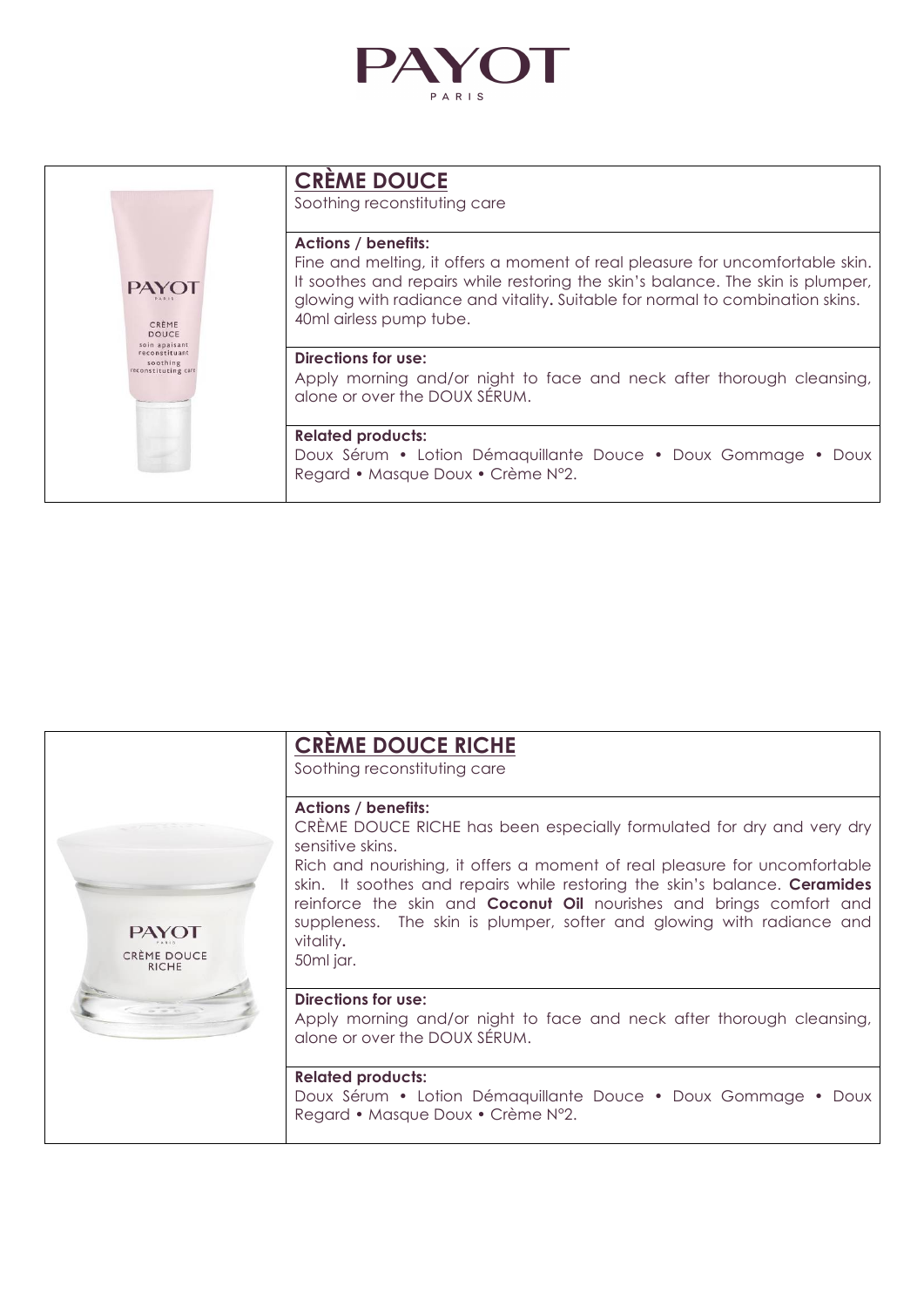PAYOT
PARIS

## CRÈME DOUCE

Soothing reconstituting care

**Actions / benefits:**

Fine and melting, it offers a moment of real pleasure for uncomfortable skin. It soothes and repairs while restoring the skin's balance. The skin is plumper, glowing with radiance and vitality**.** Suitable for normal to combination skins.
40ml airless pump tube.

**Directions for use:**

Apply morning and/or night to face and neck after thorough cleansing, alone or over the DOUX SÉRUM.

**Related products:**

Doux Sérum • Lotion Démaquillante Douce • Doux Gommage • Doux Regard • Masque Doux • Crème N°2.

## CRÈME DOUCE RICHE

Soothing reconstituting care

**Actions / benefits:**

CRÈME DOUCE RICHE has been especially formulated for dry and very dry sensitive skins.
Rich and nourishing, it offers a moment of real pleasure for uncomfortable skin. It soothes and repairs while restoring the skin's balance. **Ceramides** reinforce the skin and **Coconut Oil** nourishes and brings comfort and suppleness. The skin is plumper, softer and glowing with radiance and vitality**.**
50ml jar.

**Directions for use:**

Apply morning and/or night to face and neck after thorough cleansing, alone or over the DOUX SÉRUM.

**Related products:**

Doux Sérum • Lotion Démaquillante Douce • Doux Gommage • Doux Regard • Masque Doux • Crème N°2.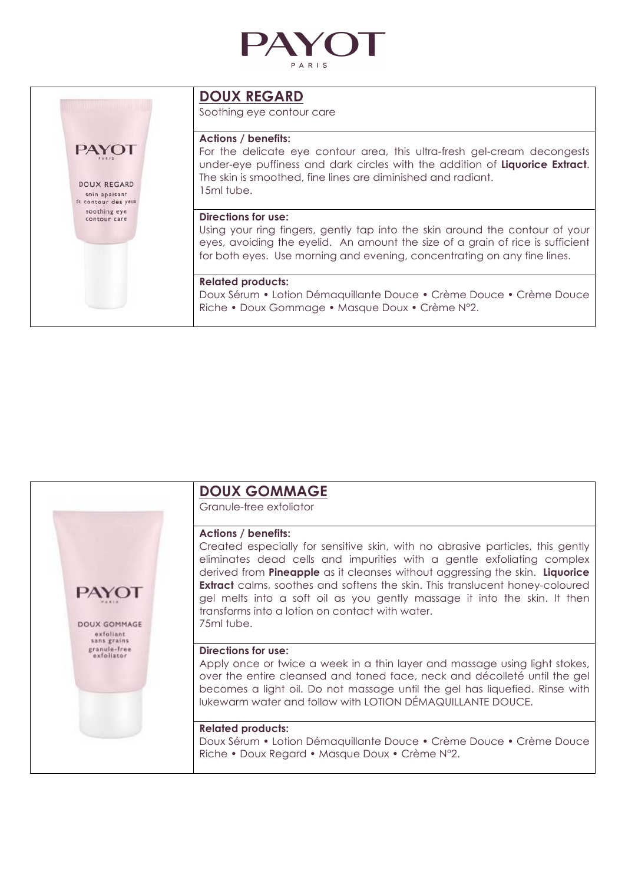# PAYOT

PARIS

## DOUX REGARD

Soothing eye contour care

**Actions / benefits:**

For the delicate eye contour area, this ultra-fresh gel-cream decongests under-eye puffiness and dark circles with the addition of **Liquorice Extract**. The skin is smoothed, fine lines are diminished and radiant.
15ml tube.

**Directions for use:**

Using your ring fingers, gently tap into the skin around the contour of your eyes, avoiding the eyelid. An amount the size of a grain of rice is sufficient for both eyes. Use morning and evening, concentrating on any fine lines.

**Related products:**

Doux Sérum • Lotion Démaquillante Douce • Crème Douce • Crème Douce Riche • Doux Gommage • Masque Doux • Crème N°2.

## DOUX GOMMAGE

Granule-free exfoliator

**Actions / benefits:**

Created especially for sensitive skin, with no abrasive particles, this gently eliminates dead cells and impurities with a gentle exfoliating complex derived from **Pineapple** as it cleanses without aggressing the skin. **Liquorice Extract** calms, soothes and softens the skin. This translucent honey-coloured gel melts into a soft oil as you gently massage it into the skin. It then transforms into a lotion on contact with water.
75ml tube.

**Directions for use:**

Apply once or twice a week in a thin layer and massage using light stokes, over the entire cleansed and toned face, neck and décolleté until the gel becomes a light oil. Do not massage until the gel has liquefied. Rinse with lukewarm water and follow with LOTION DÉMAQUILLANTE DOUCE.

**Related products:**

Doux Sérum • Lotion Démaquillante Douce • Crème Douce • Crème Douce Riche • Doux Regard • Masque Doux • Crème N°2.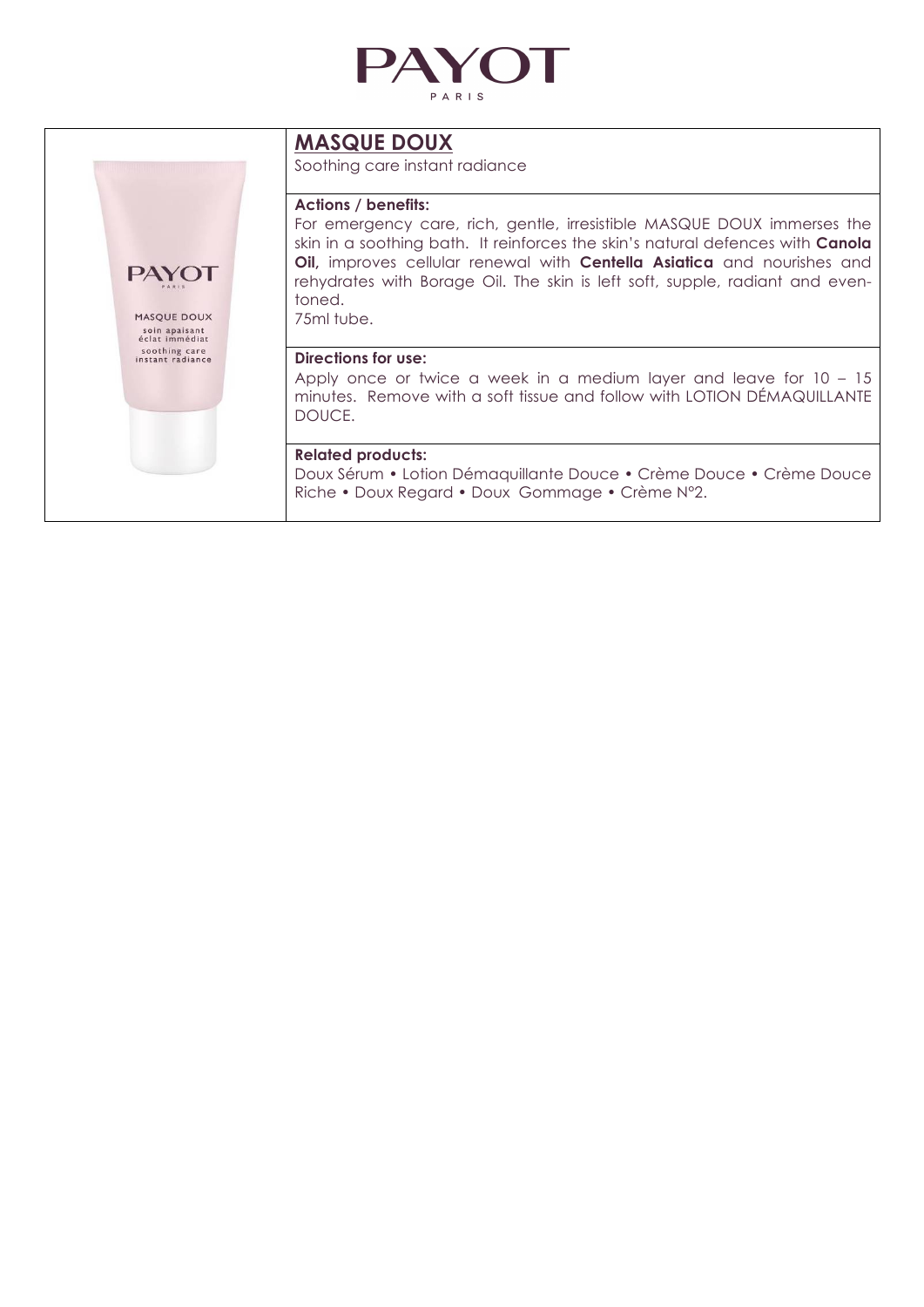# PAYOT

PARIS

## MASQUE DOUX

Soothing care instant radiance

**Actions / benefits:**

For emergency care, rich, gentle, irresistible MASQUE DOUX immerses the skin in a soothing bath. It reinforces the skin's natural defences with **Canola Oil,** improves cellular renewal with **Centella Asiatica** and nourishes and rehydrates with Borage Oil. The skin is left soft, supple, radiant and even-toned.

75ml tube.

**Directions for use:**

Apply once or twice a week in a medium layer and leave for 10 – 15 minutes. Remove with a soft tissue and follow with LOTION DÉMAQUILLANTE DOUCE.

**Related products:**

Doux Sérum • Lotion Démaquillante Douce • Crème Douce • Crème Douce Riche • Doux Regard • Doux Gommage • Crème N°2.